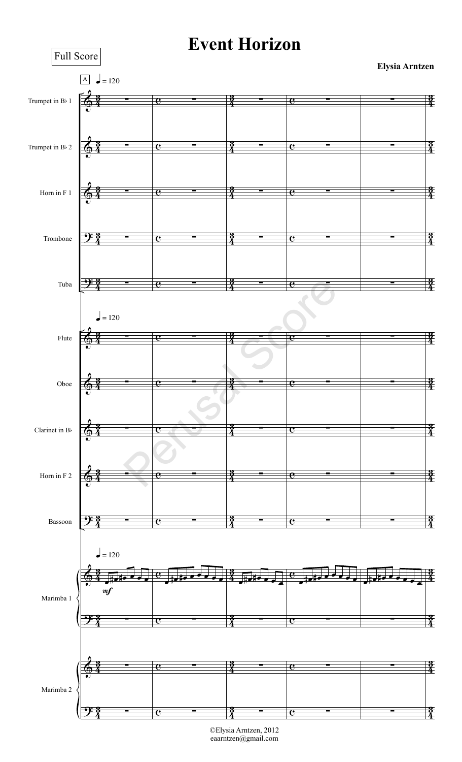Full Score

# Event Horizon

**Elysia Arntzen**

©Elysia Arntzen, 2012
eaarntzen@gmail.com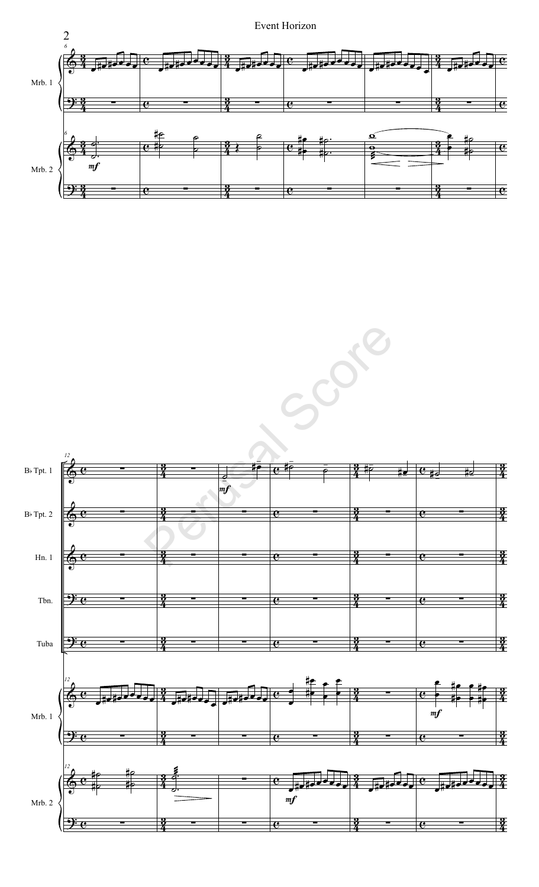Event Horizon

Perusal Score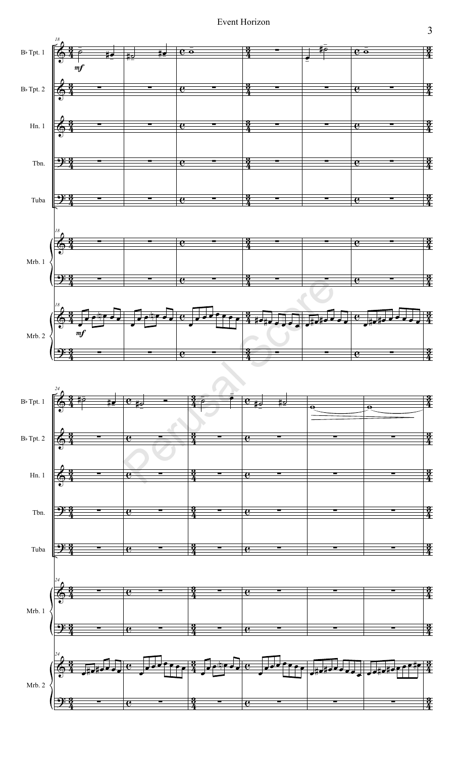Event Horizon

Bb Tpt. 1

Bb Tpt. 2

Hn. 1

Tbn.

Tuba

Mrb. 1

Mrb. 2

Perusal Score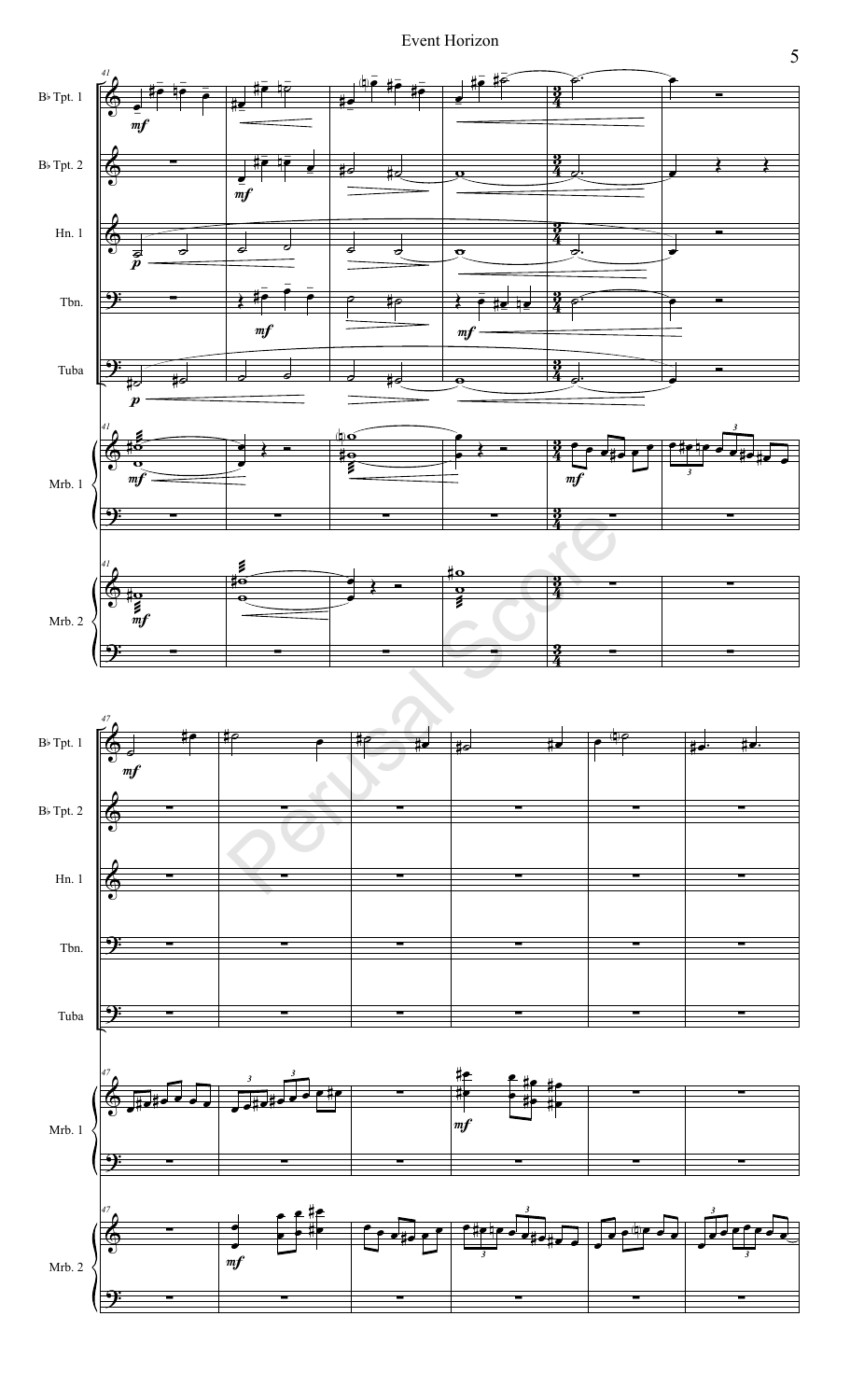# Event Horizon

Perusal Score

B♭ Tpt. 1

B♭ Tpt. 2

Hn. 1

Tbn.

Tuba

Mrb. 1

Mrb. 2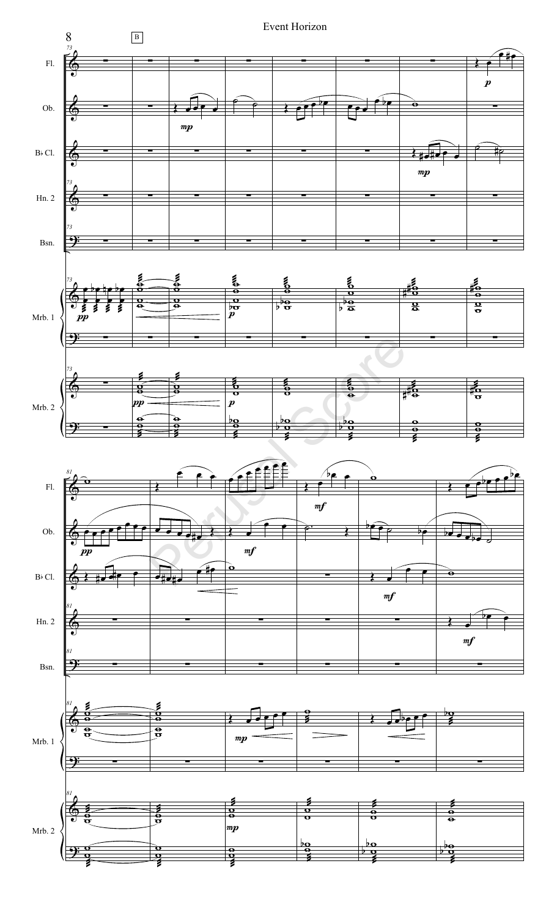# Event Horizon

B

Fl.

Ob.

B♭ Cl.

Hn. 2

Bsn.

Mrb. 1

Mrb. 2

*p*

*mp*

*mf*

*pp*

Perusal Score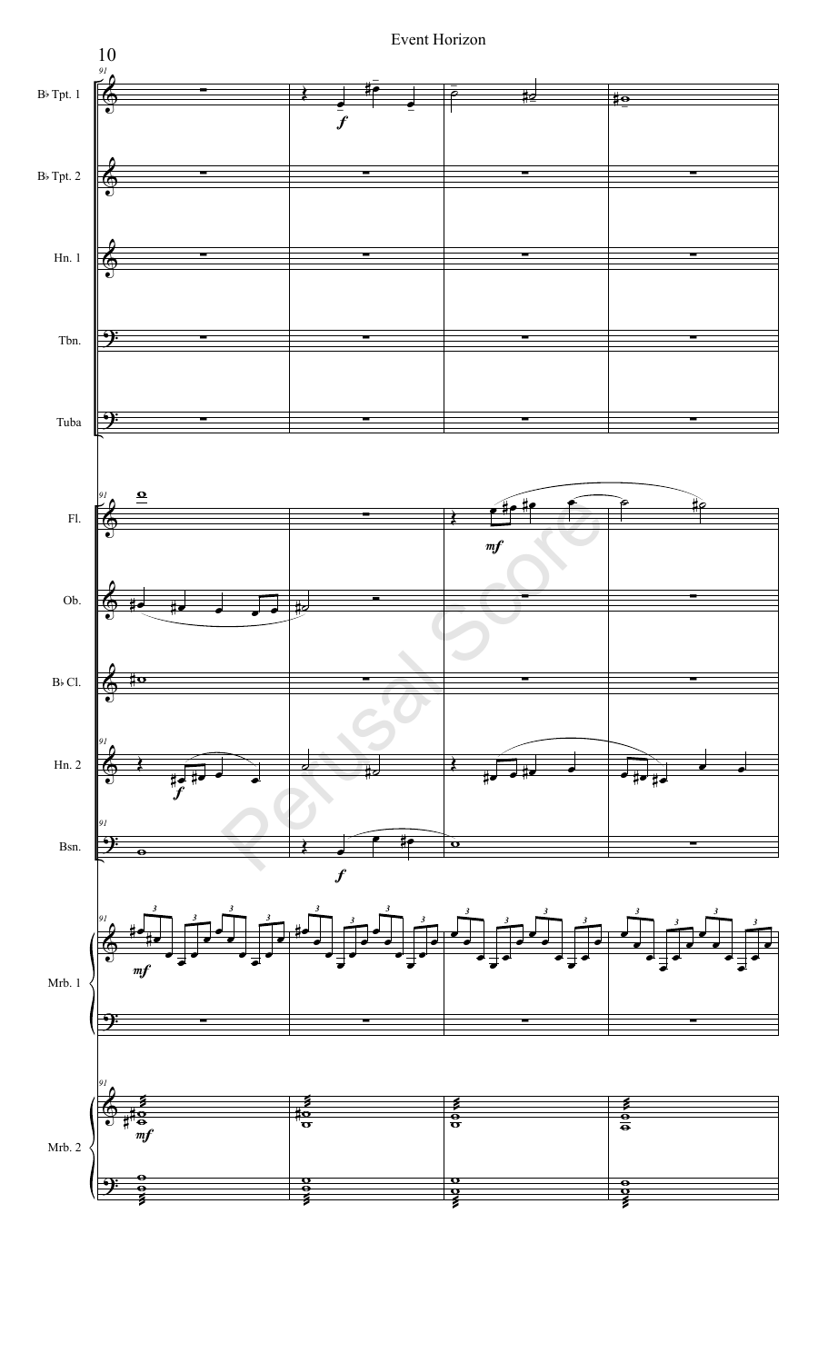Event Horizon

Perusal Score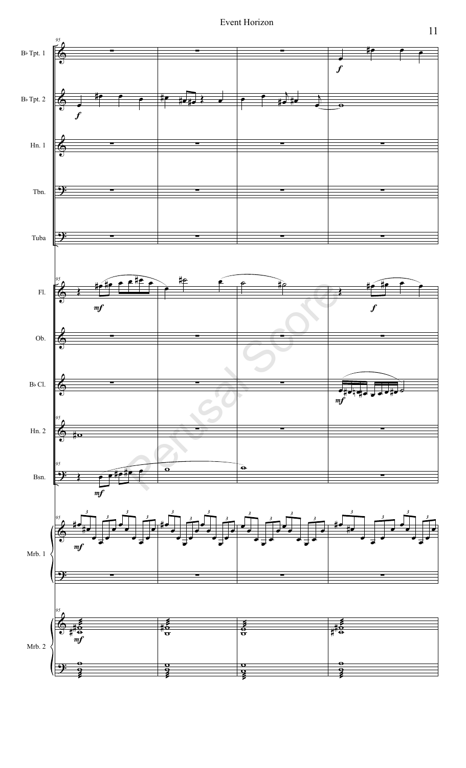Event Horizon

B♭ Tpt. 1

B♭ Tpt. 2

Hn. 1

Tbn.

Tuba

Fl.

Ob.

B♭ Cl.

Hn. 2

Bsn.

Mrb. 1

Mrb. 2

Perusal Score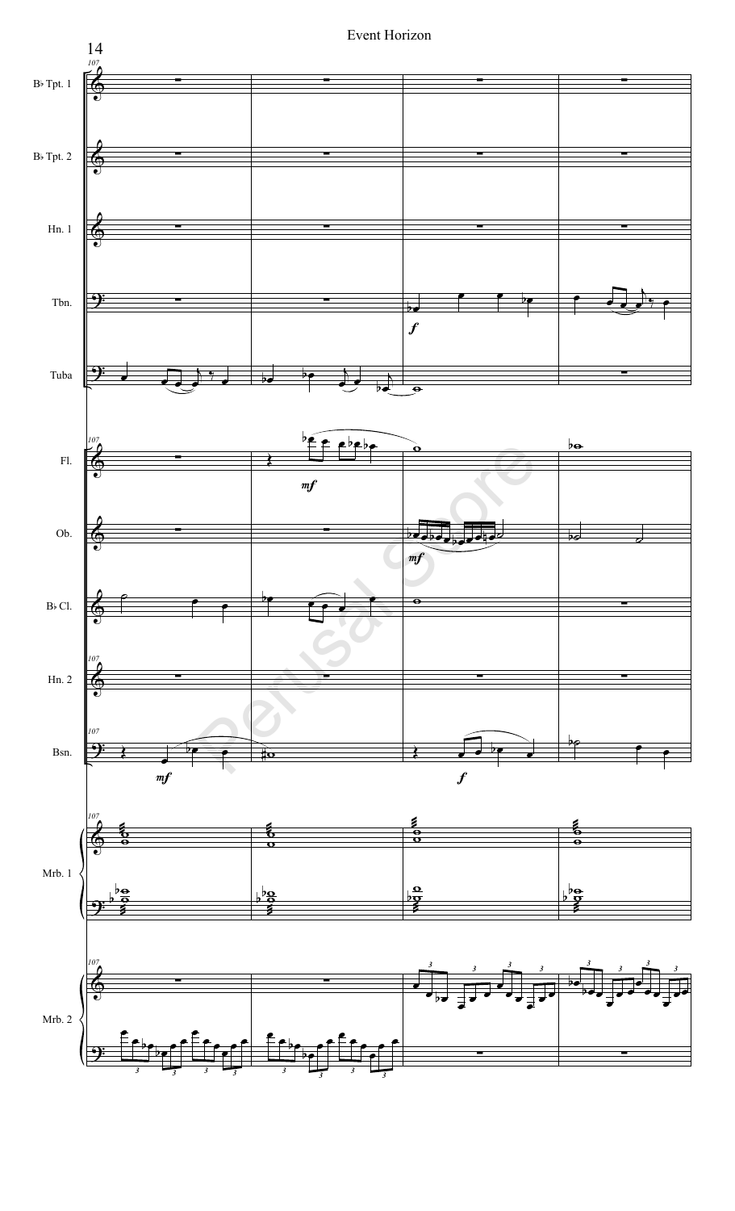Event Horizon

Bb Tpt. 1

Bb Tpt. 2

Hn. 1

Tbn.

Tuba

Fl.

Ob.

Bb Cl.

Hn. 2

Bsn.

Mrb. 1

Mrb. 2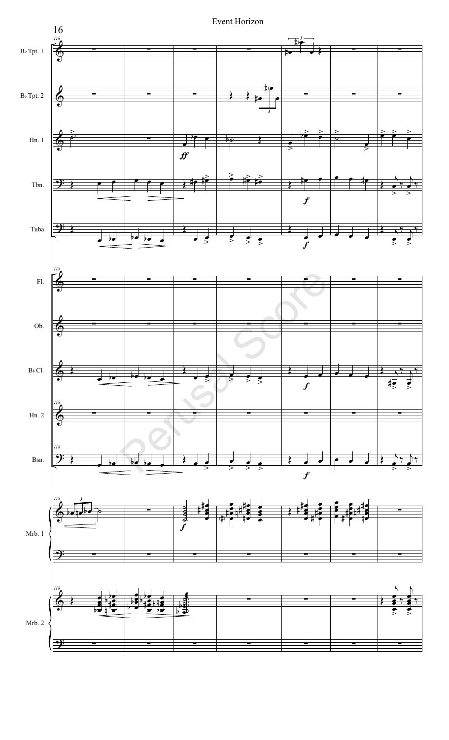# Event Horizon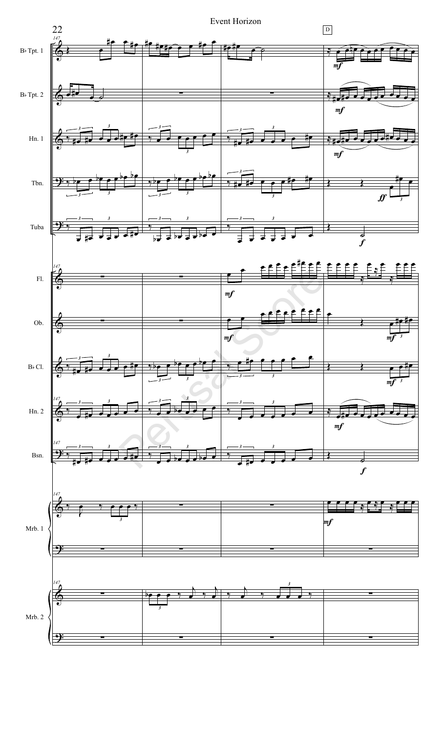Event Horizon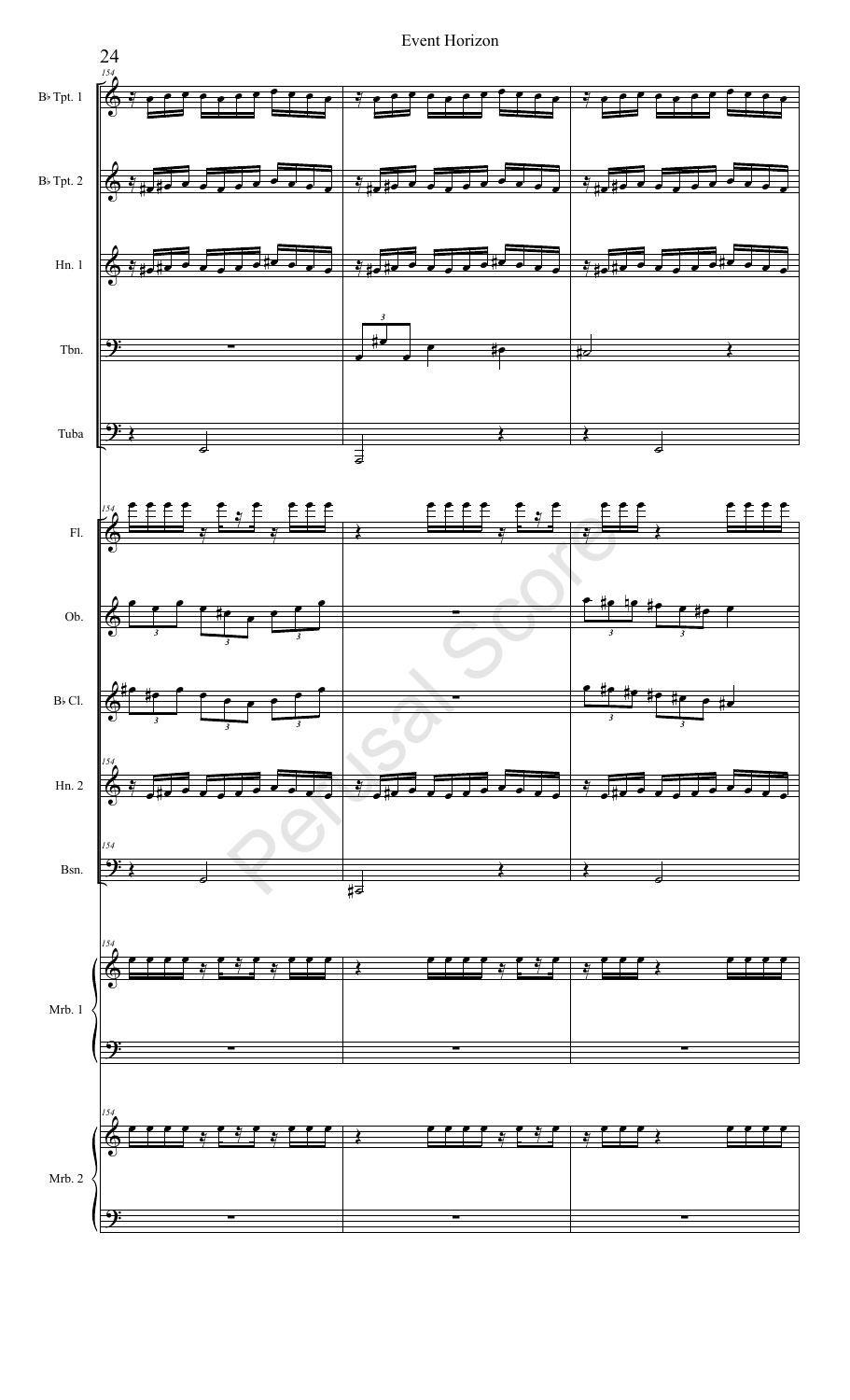Event Horizon

Bb Tpt. 1

Bb Tpt. 2

Hn. 1

Tbn.

Tuba

Fl.

Ob.

Bb Cl.

Hn. 2

Bsn.

Mrb. 1

Mrb. 2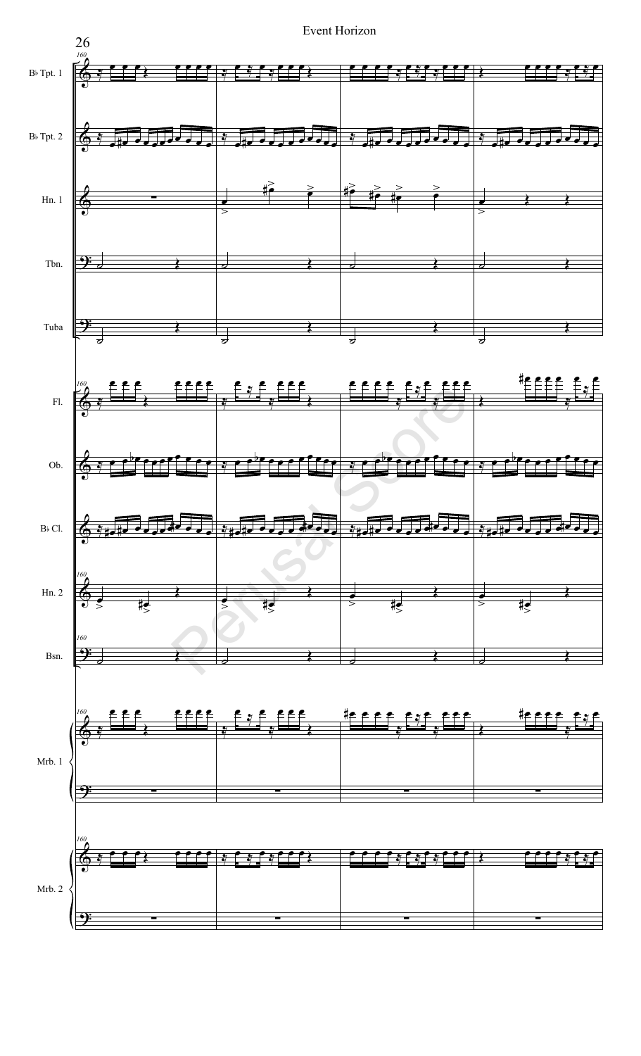# Event Horizon

Bb Tpt. 1

Bb Tpt. 2

Hn. 1

Tbn.

Tuba

Fl.

Ob.

Bb Cl.

Hn. 2

Bsn.

Mrb. 1

Mrb. 2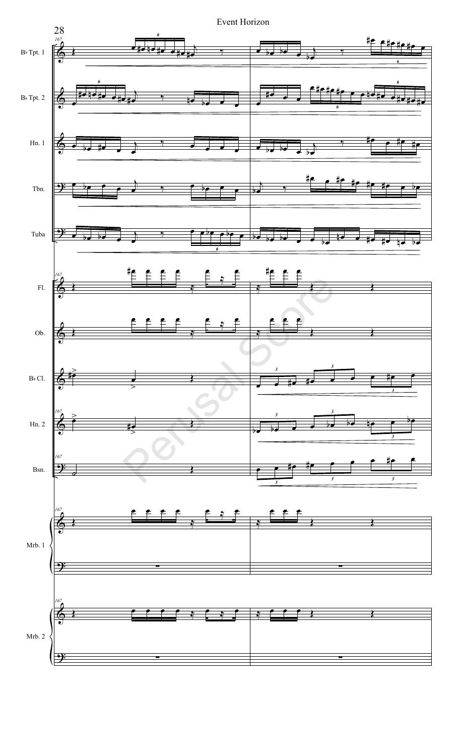Event Horizon

167

B♭ Tpt. 1

B♭ Tpt. 2

Hn. 1

Tbn.

Tuba

Fl.

Ob.

B♭ Cl.

Hn. 2

Bsn.

Mrb. 1

Mrb. 2

Perusal Score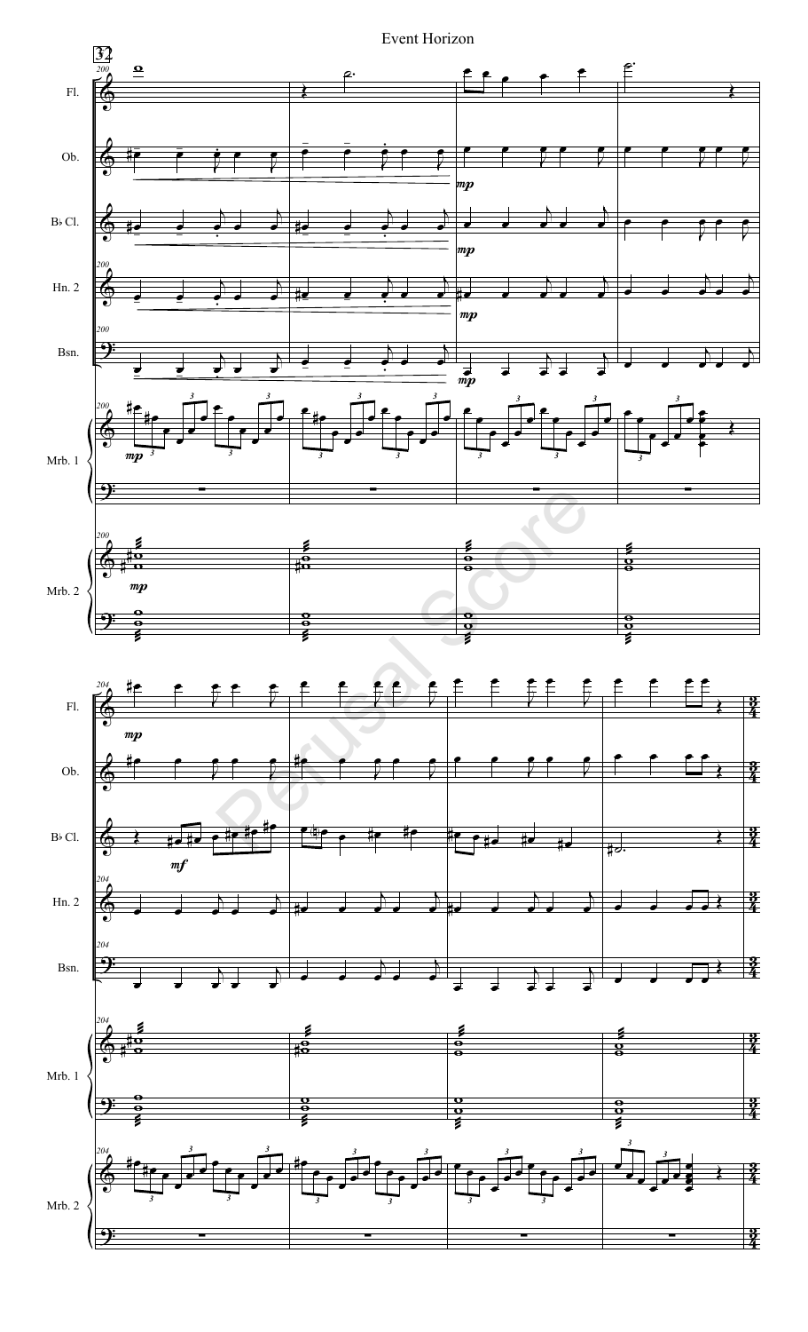Event Horizon